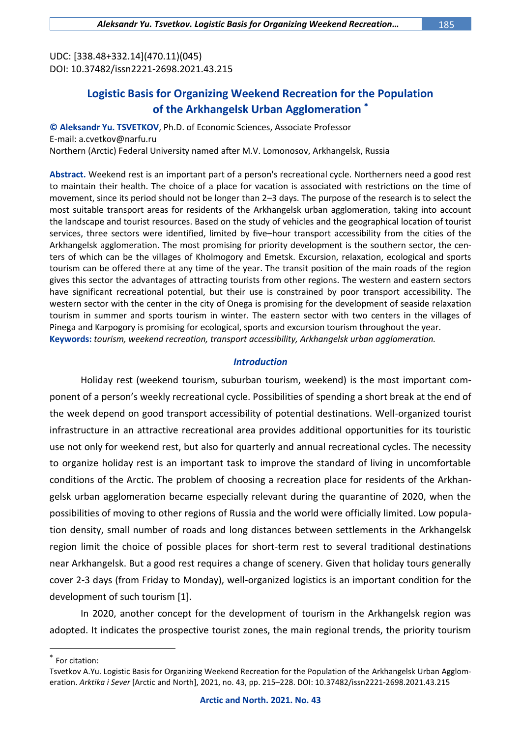UDC: [338.48+332.14](470.11)(045)
DOI: 10.37482/issn2221-2698.2021.43.215

# Logistic Basis for Organizing Weekend Recreation for the Population of the Arkhangelsk Urban Agglomeration *

**© Aleksandr Yu. TSVETKOV**, Ph.D. of Economic Sciences, Associate Professor
E-mail: a.cvetkov@narfu.ru
Northern (Arctic) Federal University named after M.V. Lomonosov, Arkhangelsk, Russia

**Abstract.** Weekend rest is an important part of a person's recreational cycle. Northerners need a good rest to maintain their health. The choice of a place for vacation is associated with restrictions on the time of movement, since its period should not be longer than 2–3 days. The purpose of the research is to select the most suitable transport areas for residents of the Arkhangelsk urban agglomeration, taking into account the landscape and tourist resources. Based on the study of vehicles and the geographical location of tourist services, three sectors were identified, limited by five–hour transport accessibility from the cities of the Arkhangelsk agglomeration. The most promising for priority development is the southern sector, the centers of which can be the villages of Kholmogory and Emetsk. Excursion, relaxation, ecological and sports tourism can be offered there at any time of the year. The transit position of the main roads of the region gives this sector the advantages of attracting tourists from other regions. The western and eastern sectors have significant recreational potential, but their use is constrained by poor transport accessibility. The western sector with the center in the city of Onega is promising for the development of seaside relaxation tourism in summer and sports tourism in winter. The eastern sector with two centers in the villages of Pinega and Karpogory is promising for ecological, sports and excursion tourism throughout the year.
**Keywords:** *tourism, weekend recreation, transport accessibility, Arkhangelsk urban agglomeration.*

## *Introduction*

Holiday rest (weekend tourism, suburban tourism, weekend) is the most important component of a person's weekly recreational cycle. Possibilities of spending a short break at the end of the week depend on good transport accessibility of potential destinations. Well-organized tourist infrastructure in an attractive recreational area provides additional opportunities for its touristic use not only for weekend rest, but also for quarterly and annual recreational cycles. The necessity to organize holiday rest is an important task to improve the standard of living in uncomfortable conditions of the Arctic. The problem of choosing a recreation place for residents of the Arkhangelsk urban agglomeration became especially relevant during the quarantine of 2020, when the possibilities of moving to other regions of Russia and the world were officially limited. Low population density, small number of roads and long distances between settlements in the Arkhangelsk region limit the choice of possible places for short-term rest to several traditional destinations near Arkhangelsk. But a good rest requires a change of scenery. Given that holiday tours generally cover 2-3 days (from Friday to Monday), well-organized logistics is an important condition for the development of such tourism [1].

In 2020, another concept for the development of tourism in the Arkhangelsk region was adopted. It indicates the prospective tourist zones, the main regional trends, the priority tourism

---

* For citation:
Tsvetkov A.Yu. Logistic Basis for Organizing Weekend Recreation for the Population of the Arkhangelsk Urban Agglomeration. *Arktika i Sever* [Arctic and North], 2021, no. 43, pp. 215–228. DOI: 10.37482/issn2221-2698.2021.43.215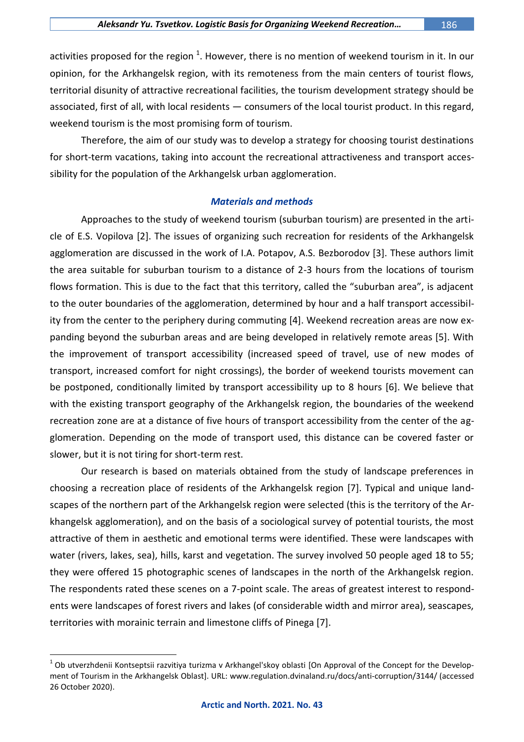activities proposed for the region [1]. However, there is no mention of weekend tourism in it. In our opinion, for the Arkhangelsk region, with its remoteness from the main centers of tourist flows, territorial disunity of attractive recreational facilities, the tourism development strategy should be associated, first of all, with local residents — consumers of the local tourist product. In this regard, weekend tourism is the most promising form of tourism.

Therefore, the aim of our study was to develop a strategy for choosing tourist destinations for short-term vacations, taking into account the recreational attractiveness and transport accessibility for the population of the Arkhangelsk urban agglomeration.

### *Materials and methods*

Approaches to the study of weekend tourism (suburban tourism) are presented in the article of E.S. Vopilova [2]. The issues of organizing such recreation for residents of the Arkhangelsk agglomeration are discussed in the work of I.A. Potapov, A.S. Bezborodov [3]. These authors limit the area suitable for suburban tourism to a distance of 2-3 hours from the locations of tourism flows formation. This is due to the fact that this territory, called the "suburban area", is adjacent to the outer boundaries of the agglomeration, determined by hour and a half transport accessibility from the center to the periphery during commuting [4]. Weekend recreation areas are now expanding beyond the suburban areas and are being developed in relatively remote areas [5]. With the improvement of transport accessibility (increased speed of travel, use of new modes of transport, increased comfort for night crossings), the border of weekend tourists movement can be postponed, conditionally limited by transport accessibility up to 8 hours [6]. We believe that with the existing transport geography of the Arkhangelsk region, the boundaries of the weekend recreation zone are at a distance of five hours of transport accessibility from the center of the agglomeration. Depending on the mode of transport used, this distance can be covered faster or slower, but it is not tiring for short-term rest.

Our research is based on materials obtained from the study of landscape preferences in choosing a recreation place of residents of the Arkhangelsk region [7]. Typical and unique landscapes of the northern part of the Arkhangelsk region were selected (this is the territory of the Arkhangelsk agglomeration), and on the basis of a sociological survey of potential tourists, the most attractive of them in aesthetic and emotional terms were identified. These were landscapes with water (rivers, lakes, sea), hills, karst and vegetation. The survey involved 50 people aged 18 to 55; they were offered 15 photographic scenes of landscapes in the north of the Arkhangelsk region. The respondents rated these scenes on a 7-point scale. The areas of greatest interest to respondents were landscapes of forest rivers and lakes (of considerable width and mirror area), seascapes, territories with morainic terrain and limestone cliffs of Pinega [7].

---

[1] Ob utverzhdenii Kontseptsii razvitiya turizma v Arkhangel'skoy oblasti [On Approval of the Concept for the Development of Tourism in the Arkhangelsk Oblast]. URL: www.regulation.dvinaland.ru/docs/anti-corruption/3144/ (accessed 26 October 2020).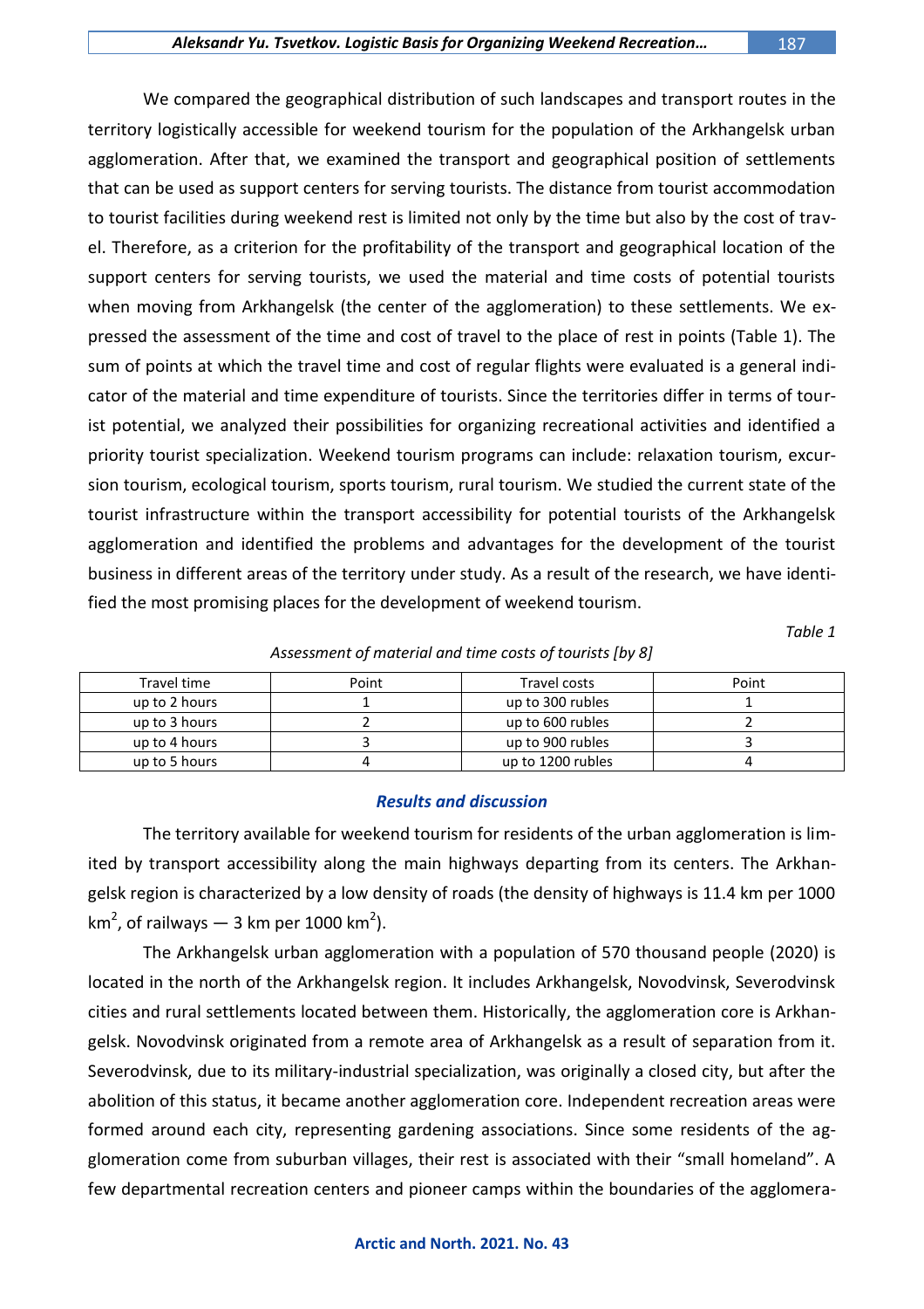We compared the geographical distribution of such landscapes and transport routes in the territory logistically accessible for weekend tourism for the population of the Arkhangelsk urban agglomeration. After that, we examined the transport and geographical position of settlements that can be used as support centers for serving tourists. The distance from tourist accommodation to tourist facilities during weekend rest is limited not only by the time but also by the cost of travel. Therefore, as a criterion for the profitability of the transport and geographical location of the support centers for serving tourists, we used the material and time costs of potential tourists when moving from Arkhangelsk (the center of the agglomeration) to these settlements. We expressed the assessment of the time and cost of travel to the place of rest in points (Table 1). The sum of points at which the travel time and cost of regular flights were evaluated is a general indicator of the material and time expenditure of tourists. Since the territories differ in terms of tourist potential, we analyzed their possibilities for organizing recreational activities and identified a priority tourist specialization. Weekend tourism programs can include: relaxation tourism, excursion tourism, ecological tourism, sports tourism, rural tourism. We studied the current state of the tourist infrastructure within the transport accessibility for potential tourists of the Arkhangelsk agglomeration and identified the problems and advantages for the development of the tourist business in different areas of the territory under study. As a result of the research, we have identified the most promising places for the development of weekend tourism.

*Table 1*

*Assessment of material and time costs of tourists [by 8]*

| Travel time | Point | Travel costs | Point |
|---|---|---|---|
| up to 2 hours | 1 | up to 300 rubles | 1 |
| up to 3 hours | 2 | up to 600 rubles | 2 |
| up to 4 hours | 3 | up to 900 rubles | 3 |
| up to 5 hours | 4 | up to 1200 rubles | 4 |

## Results and discussion

The territory available for weekend tourism for residents of the urban agglomeration is limited by transport accessibility along the main highways departing from its centers. The Arkhangelsk region is characterized by a low density of roads (the density of highways is 11.4 km per 1000 $km^2$, of railways — 3 km per 1000 $km^2$).

The Arkhangelsk urban agglomeration with a population of 570 thousand people (2020) is located in the north of the Arkhangelsk region. It includes Arkhangelsk, Novodvinsk, Severodvinsk cities and rural settlements located between them. Historically, the agglomeration core is Arkhangelsk. Novodvinsk originated from a remote area of Arkhangelsk as a result of separation from it. Severodvinsk, due to its military-industrial specialization, was originally a closed city, but after the abolition of this status, it became another agglomeration core. Independent recreation areas were formed around each city, representing gardening associations. Since some residents of the agglomeration come from suburban villages, their rest is associated with their “small homeland”. A few departmental recreation centers and pioneer camps within the boundaries of the agglomera-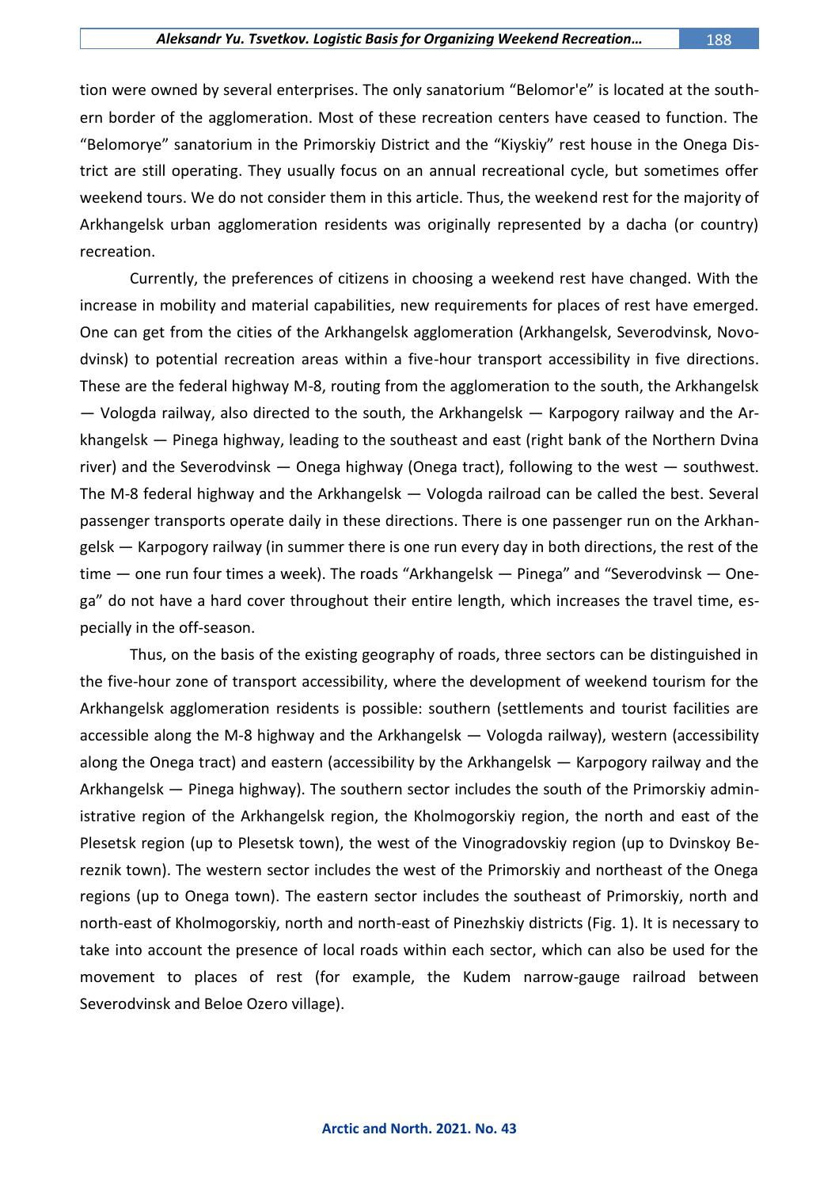tion were owned by several enterprises. The only sanatorium "Belomor'e" is located at the southern border of the agglomeration. Most of these recreation centers have ceased to function. The "Belomorye" sanatorium in the Primorskiy District and the "Kiyskiy" rest house in the Onega District are still operating. They usually focus on an annual recreational cycle, but sometimes offer weekend tours. We do not consider them in this article. Thus, the weekend rest for the majority of Arkhangelsk urban agglomeration residents was originally represented by a dacha (or country) recreation.

Currently, the preferences of citizens in choosing a weekend rest have changed. With the increase in mobility and material capabilities, new requirements for places of rest have emerged. One can get from the cities of the Arkhangelsk agglomeration (Arkhangelsk, Severodvinsk, Novodvinsk) to potential recreation areas within a five-hour transport accessibility in five directions. These are the federal highway M-8, routing from the agglomeration to the south, the Arkhangelsk — Vologda railway, also directed to the south, the Arkhangelsk — Karpogory railway and the Arkhangelsk — Pinega highway, leading to the southeast and east (right bank of the Northern Dvina river) and the Severodvinsk — Onega highway (Onega tract), following to the west — southwest. The M-8 federal highway and the Arkhangelsk — Vologda railroad can be called the best. Several passenger transports operate daily in these directions. There is one passenger run on the Arkhangelsk — Karpogory railway (in summer there is one run every day in both directions, the rest of the time — one run four times a week). The roads "Arkhangelsk — Pinega" and "Severodvinsk — Onega" do not have a hard cover throughout their entire length, which increases the travel time, especially in the off-season.

Thus, on the basis of the existing geography of roads, three sectors can be distinguished in the five-hour zone of transport accessibility, where the development of weekend tourism for the Arkhangelsk agglomeration residents is possible: southern (settlements and tourist facilities are accessible along the M-8 highway and the Arkhangelsk — Vologda railway), western (accessibility along the Onega tract) and eastern (accessibility by the Arkhangelsk — Karpogory railway and the Arkhangelsk — Pinega highway). The southern sector includes the south of the Primorskiy administrative region of the Arkhangelsk region, the Kholmogorskiy region, the north and east of the Plesetsk region (up to Plesetsk town), the west of the Vinogradovskiy region (up to Dvinskoy Bereznik town). The western sector includes the west of the Primorskiy and northeast of the Onega regions (up to Onega town). The eastern sector includes the southeast of Primorskiy, north and north-east of Kholmogorskiy, north and north-east of Pinezhskiy districts (Fig. 1). It is necessary to take into account the presence of local roads within each sector, which can also be used for the movement to places of rest (for example, the Kudem narrow-gauge railroad between Severodvinsk and Beloe Ozero village).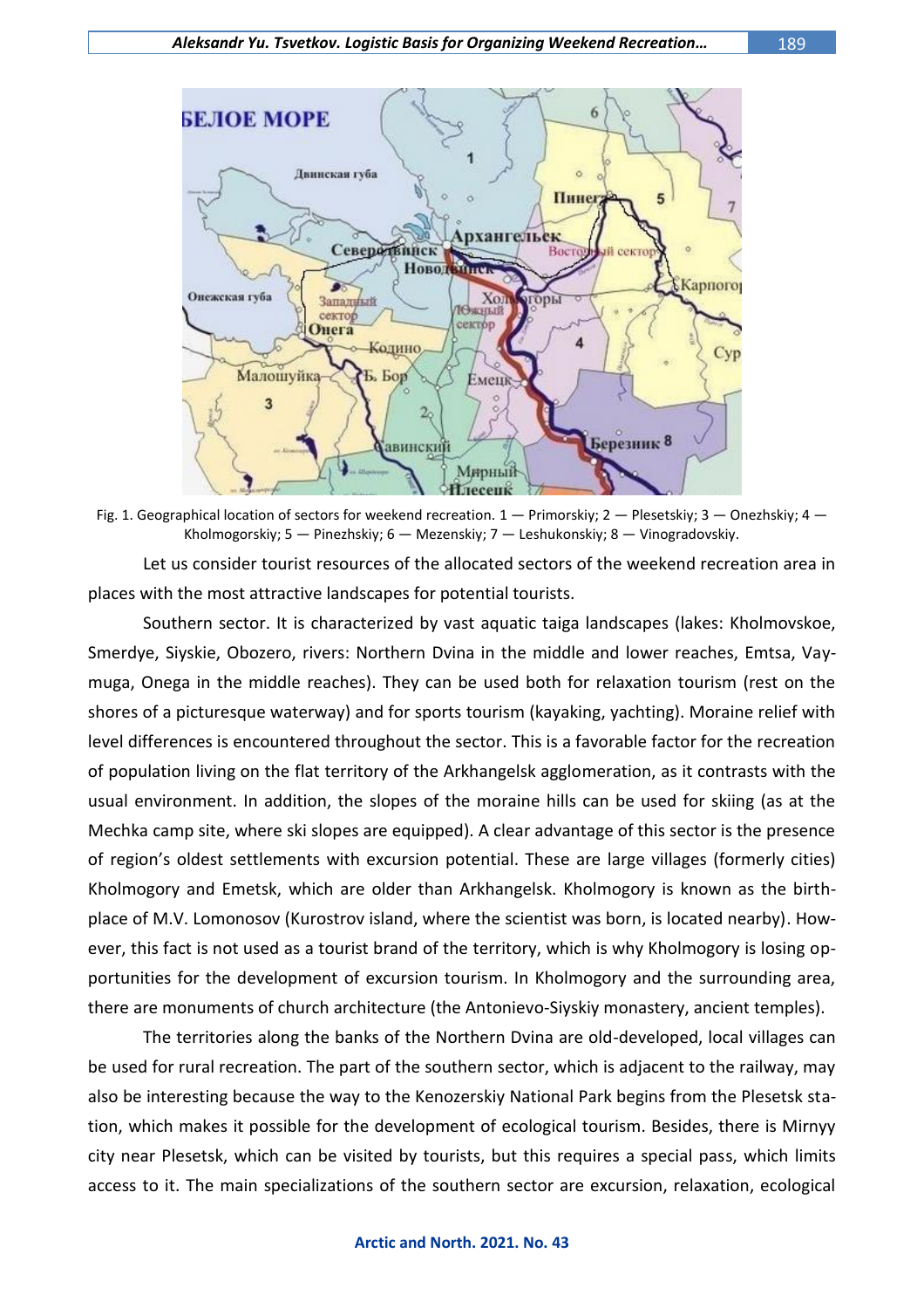Fig. 1. Geographical location of sectors for weekend recreation. 1 — Primorskiy; 2 — Plesetskiy; 3 — Onezhskiy; 4 — Kholmogorskiy; 5 — Pinezhskiy; 6 — Mezenskiy; 7 — Leshukonskiy; 8 — Vinogradovskiy.

Let us consider tourist resources of the allocated sectors of the weekend recreation area in places with the most attractive landscapes for potential tourists.

Southern sector. It is characterized by vast aquatic taiga landscapes (lakes: Kholmovskoe, Smerdye, Siyskie, Obozero, rivers: Northern Dvina in the middle and lower reaches, Emtsa, Vaymuga, Onega in the middle reaches). They can be used both for relaxation tourism (rest on the shores of a picturesque waterway) and for sports tourism (kayaking, yachting). Moraine relief with level differences is encountered throughout the sector. This is a favorable factor for the recreation of population living on the flat territory of the Arkhangelsk agglomeration, as it contrasts with the usual environment. In addition, the slopes of the moraine hills can be used for skiing (as at the Mechka camp site, where ski slopes are equipped). A clear advantage of this sector is the presence of region's oldest settlements with excursion potential. These are large villages (formerly cities) Kholmogory and Emetsk, which are older than Arkhangelsk. Kholmogory is known as the birthplace of M.V. Lomonosov (Kurostrov island, where the scientist was born, is located nearby). However, this fact is not used as a tourist brand of the territory, which is why Kholmogory is losing opportunities for the development of excursion tourism. In Kholmogory and the surrounding area, there are monuments of church architecture (the Antonievo-Siyskiy monastery, ancient temples).

The territories along the banks of the Northern Dvina are old-developed, local villages can be used for rural recreation. The part of the southern sector, which is adjacent to the railway, may also be interesting because the way to the Kenozerskiy National Park begins from the Plesetsk station, which makes it possible for the development of ecological tourism. Besides, there is Mirnyy city near Plesetsk, which can be visited by tourists, but this requires a special pass, which limits access to it. The main specializations of the southern sector are excursion, relaxation, ecological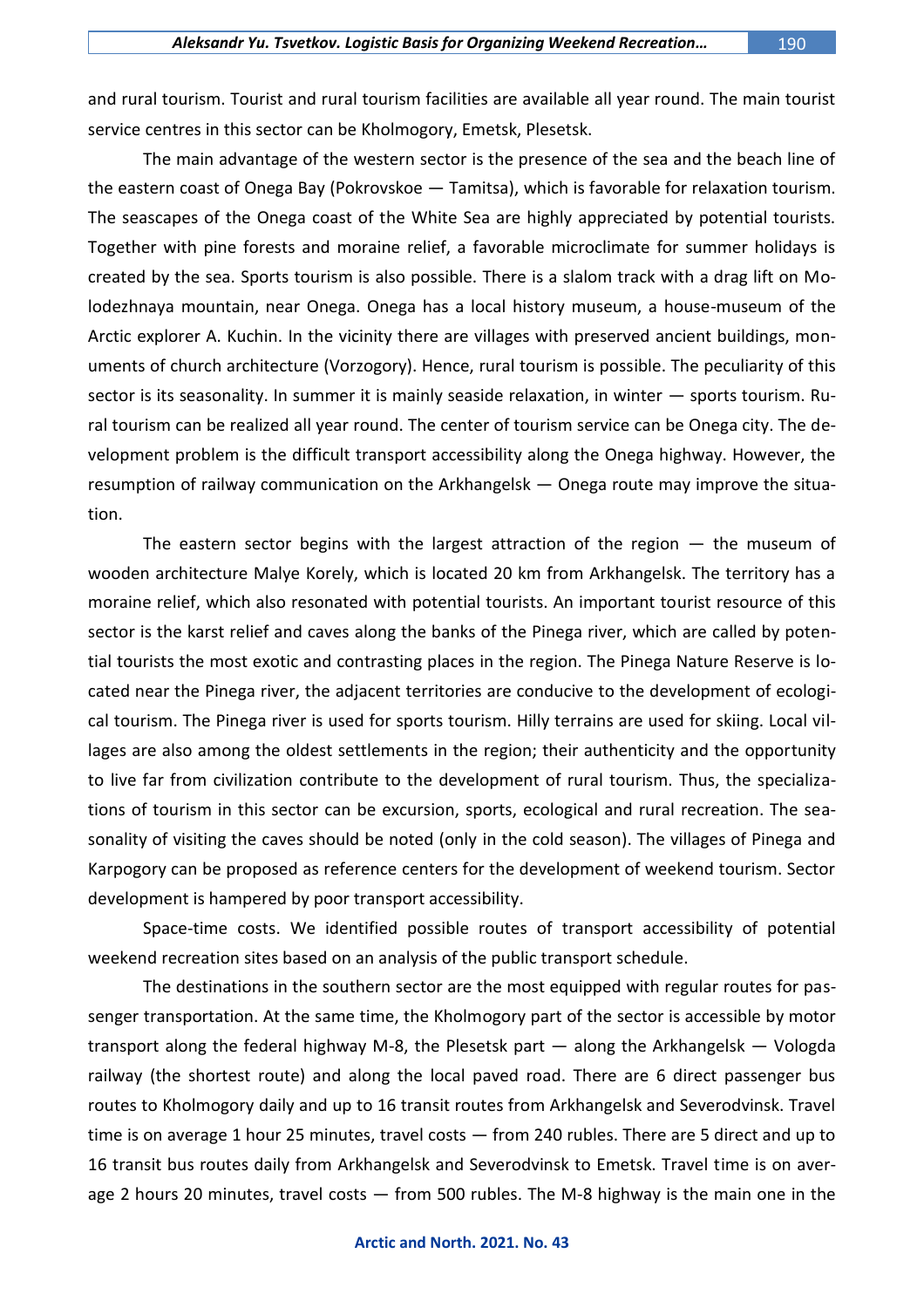and rural tourism. Tourist and rural tourism facilities are available all year round. The main tourist service centres in this sector can be Kholmogory, Emetsk, Plesetsk.

The main advantage of the western sector is the presence of the sea and the beach line of the eastern coast of Onega Bay (Pokrovskoe — Tamitsa), which is favorable for relaxation tourism. The seascapes of the Onega coast of the White Sea are highly appreciated by potential tourists. Together with pine forests and moraine relief, a favorable microclimate for summer holidays is created by the sea. Sports tourism is also possible. There is a slalom track with a drag lift on Molodezhnaya mountain, near Onega. Onega has a local history museum, a house-museum of the Arctic explorer A. Kuchin. In the vicinity there are villages with preserved ancient buildings, monuments of church architecture (Vorzogory). Hence, rural tourism is possible. The peculiarity of this sector is its seasonality. In summer it is mainly seaside relaxation, in winter — sports tourism. Rural tourism can be realized all year round. The center of tourism service can be Onega city. The development problem is the difficult transport accessibility along the Onega highway. However, the resumption of railway communication on the Arkhangelsk — Onega route may improve the situation.

The eastern sector begins with the largest attraction of the region — the museum of wooden architecture Malye Korely, which is located 20 km from Arkhangelsk. The territory has a moraine relief, which also resonated with potential tourists. An important tourist resource of this sector is the karst relief and caves along the banks of the Pinega river, which are called by potential tourists the most exotic and contrasting places in the region. The Pinega Nature Reserve is located near the Pinega river, the adjacent territories are conducive to the development of ecological tourism. The Pinega river is used for sports tourism. Hilly terrains are used for skiing. Local villages are also among the oldest settlements in the region; their authenticity and the opportunity to live far from civilization contribute to the development of rural tourism. Thus, the specializations of tourism in this sector can be excursion, sports, ecological and rural recreation. The seasonality of visiting the caves should be noted (only in the cold season). The villages of Pinega and Karpogory can be proposed as reference centers for the development of weekend tourism. Sector development is hampered by poor transport accessibility.

Space-time costs. We identified possible routes of transport accessibility of potential weekend recreation sites based on an analysis of the public transport schedule.

The destinations in the southern sector are the most equipped with regular routes for passenger transportation. At the same time, the Kholmogory part of the sector is accessible by motor transport along the federal highway M-8, the Plesetsk part — along the Arkhangelsk — Vologda railway (the shortest route) and along the local paved road. There are 6 direct passenger bus routes to Kholmogory daily and up to 16 transit routes from Arkhangelsk and Severodvinsk. Travel time is on average 1 hour 25 minutes, travel costs — from 240 rubles. There are 5 direct and up to 16 transit bus routes daily from Arkhangelsk and Severodvinsk to Emetsk. Travel time is on average 2 hours 20 minutes, travel costs — from 500 rubles. The M-8 highway is the main one in the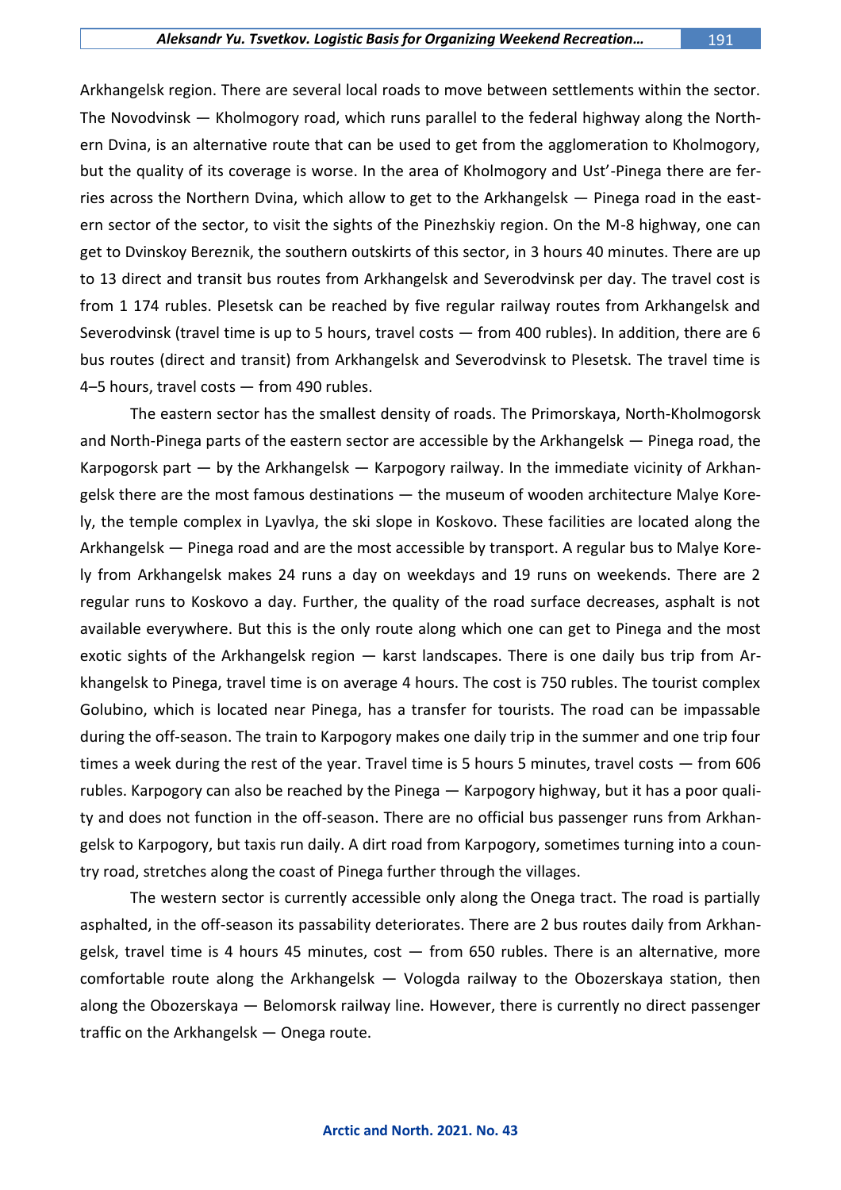Arkhangelsk region. There are several local roads to move between settlements within the sector. The Novodvinsk — Kholmogory road, which runs parallel to the federal highway along the Northern Dvina, is an alternative route that can be used to get from the agglomeration to Kholmogory, but the quality of its coverage is worse. In the area of Kholmogory and Ust'-Pinega there are ferries across the Northern Dvina, which allow to get to the Arkhangelsk — Pinega road in the eastern sector of the sector, to visit the sights of the Pinezhskiy region. On the M-8 highway, one can get to Dvinskoy Bereznik, the southern outskirts of this sector, in 3 hours 40 minutes. There are up to 13 direct and transit bus routes from Arkhangelsk and Severodvinsk per day. The travel cost is from 1 174 rubles. Plesetsk can be reached by five regular railway routes from Arkhangelsk and Severodvinsk (travel time is up to 5 hours, travel costs — from 400 rubles). In addition, there are 6 bus routes (direct and transit) from Arkhangelsk and Severodvinsk to Plesetsk. The travel time is 4–5 hours, travel costs — from 490 rubles.

The eastern sector has the smallest density of roads. The Primorskaya, North-Kholmogorsk and North-Pinega parts of the eastern sector are accessible by the Arkhangelsk — Pinega road, the Karpogorsk part — by the Arkhangelsk — Karpogory railway. In the immediate vicinity of Arkhangelsk there are the most famous destinations — the museum of wooden architecture Malye Korely, the temple complex in Lyavlya, the ski slope in Koskovo. These facilities are located along the Arkhangelsk — Pinega road and are the most accessible by transport. A regular bus to Malye Korely from Arkhangelsk makes 24 runs a day on weekdays and 19 runs on weekends. There are 2 regular runs to Koskovo a day. Further, the quality of the road surface decreases, asphalt is not available everywhere. But this is the only route along which one can get to Pinega and the most exotic sights of the Arkhangelsk region — karst landscapes. There is one daily bus trip from Arkhangelsk to Pinega, travel time is on average 4 hours. The cost is 750 rubles. The tourist complex Golubino, which is located near Pinega, has a transfer for tourists. The road can be impassable during the off-season. The train to Karpogory makes one daily trip in the summer and one trip four times a week during the rest of the year. Travel time is 5 hours 5 minutes, travel costs — from 606 rubles. Karpogory can also be reached by the Pinega — Karpogory highway, but it has a poor quality and does not function in the off-season. There are no official bus passenger runs from Arkhangelsk to Karpogory, but taxis run daily. A dirt road from Karpogory, sometimes turning into a country road, stretches along the coast of Pinega further through the villages.

The western sector is currently accessible only along the Onega tract. The road is partially asphalted, in the off-season its passability deteriorates. There are 2 bus routes daily from Arkhangelsk, travel time is 4 hours 45 minutes, cost — from 650 rubles. There is an alternative, more comfortable route along the Arkhangelsk — Vologda railway to the Obozerskaya station, then along the Obozerskaya — Belomorsk railway line. However, there is currently no direct passenger traffic on the Arkhangelsk — Onega route.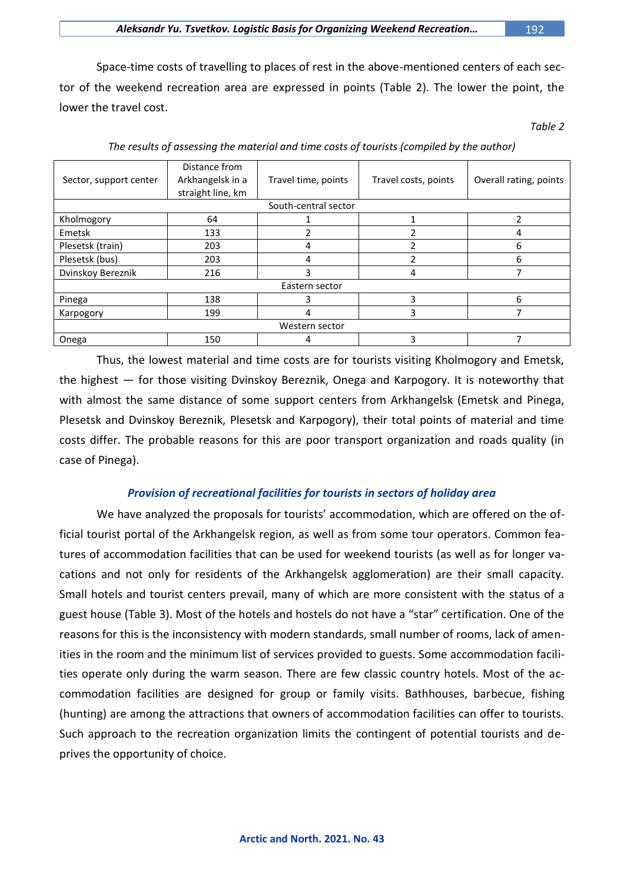Space-time costs of travelling to places of rest in the above-mentioned centers of each sector of the weekend recreation area are expressed in points (Table 2). The lower the point, the lower the travel cost.

*Table 2*

*The results of assessing the material and time costs of tourists (compiled by the author)*

| Sector, support center | Distance from Arkhangelsk in a straight line, km | Travel time, points | Travel costs, points | Overall rating, points |
|---|---|---|---|---|
| South-central sector | | | | |
| Kholmogory | 64 | 1 | 1 | 2 |
| Emetsk | 133 | 2 | 2 | 4 |
| Plesetsk (train) | 203 | 4 | 2 | 6 |
| Plesetsk (bus) | 203 | 4 | 2 | 6 |
| Dvinskoy Bereznik | 216 | 3 | 4 | 7 |
| Eastern sector | | | | |
| Pinega | 138 | 3 | 3 | 6 |
| Karpogory | 199 | 4 | 3 | 7 |
| Western sector | | | | |
| Onega | 150 | 4 | 3 | 7 |

Thus, the lowest material and time costs are for tourists visiting Kholmogory and Emetsk, the highest — for those visiting Dvinskoy Bereznik, Onega and Karpogory. It is noteworthy that with almost the same distance of some support centers from Arkhangelsk (Emetsk and Pinega, Plesetsk and Dvinskoy Bereznik, Plesetsk and Karpogory), their total points of material and time costs differ. The probable reasons for this are poor transport organization and roads quality (in case of Pinega).

### *Provision of recreational facilities for tourists in sectors of holiday area*

We have analyzed the proposals for tourists' accommodation, which are offered on the official tourist portal of the Arkhangelsk region, as well as from some tour operators. Common features of accommodation facilities that can be used for weekend tourists (as well as for longer vacations and not only for residents of the Arkhangelsk agglomeration) are their small capacity. Small hotels and tourist centers prevail, many of which are more consistent with the status of a guest house (Table 3). Most of the hotels and hostels do not have a "star" certification. One of the reasons for this is the inconsistency with modern standards, small number of rooms, lack of amenities in the room and the minimum list of services provided to guests. Some accommodation facilities operate only during the warm season. There are few classic country hotels. Most of the accommodation facilities are designed for group or family visits. Bathhouses, barbecue, fishing (hunting) are among the attractions that owners of accommodation facilities can offer to tourists. Such approach to the recreation organization limits the contingent of potential tourists and deprives the opportunity of choice.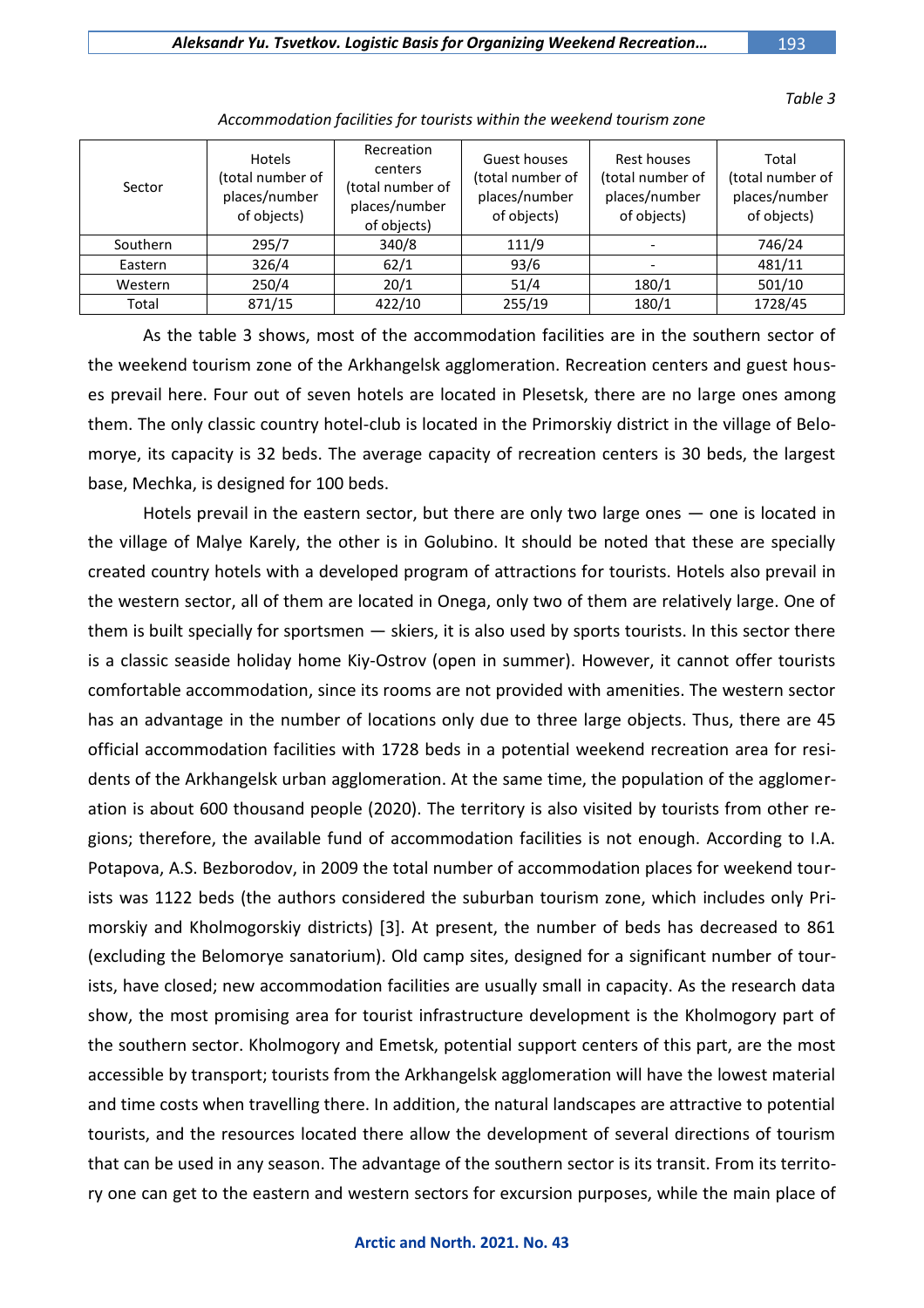*Table 3*

*Accommodation facilities for tourists within the weekend tourism zone*

| Sector | Hotels (total number of places/number of objects) | Recreation centers (total number of places/number of objects) | Guest houses (total number of places/number of objects) | Rest houses (total number of places/number of objects) | Total (total number of places/number of objects) |
|---|---|---|---|---|---|
| Southern | 295/7 | 340/8 | 111/9 | - | 746/24 |
| Eastern | 326/4 | 62/1 | 93/6 | - | 481/11 |
| Western | 250/4 | 20/1 | 51/4 | 180/1 | 501/10 |
| Total | 871/15 | 422/10 | 255/19 | 180/1 | 1728/45 |

As the table 3 shows, most of the accommodation facilities are in the southern sector of the weekend tourism zone of the Arkhangelsk agglomeration. Recreation centers and guest houses prevail here. Four out of seven hotels are located in Plesetsk, there are no large ones among them. The only classic country hotel-club is located in the Primorskiy district in the village of Belomorye, its capacity is 32 beds. The average capacity of recreation centers is 30 beds, the largest base, Mechka, is designed for 100 beds.

Hotels prevail in the eastern sector, but there are only two large ones — one is located in the village of Malye Karely, the other is in Golubino. It should be noted that these are specially created country hotels with a developed program of attractions for tourists. Hotels also prevail in the western sector, all of them are located in Onega, only two of them are relatively large. One of them is built specially for sportsmen — skiers, it is also used by sports tourists. In this sector there is a classic seaside holiday home Kiy-Ostrov (open in summer). However, it cannot offer tourists comfortable accommodation, since its rooms are not provided with amenities. The western sector has an advantage in the number of locations only due to three large objects. Thus, there are 45 official accommodation facilities with 1728 beds in a potential weekend recreation area for residents of the Arkhangelsk urban agglomeration. At the same time, the population of the agglomeration is about 600 thousand people (2020). The territory is also visited by tourists from other regions; therefore, the available fund of accommodation facilities is not enough. According to I.A. Potapova, A.S. Bezborodov, in 2009 the total number of accommodation places for weekend tourists was 1122 beds (the authors considered the suburban tourism zone, which includes only Primorskiy and Kholmogorskiy districts) [3]. At present, the number of beds has decreased to 861 (excluding the Belomorye sanatorium). Old camp sites, designed for a significant number of tourists, have closed; new accommodation facilities are usually small in capacity. As the research data show, the most promising area for tourist infrastructure development is the Kholmogory part of the southern sector. Kholmogory and Emetsk, potential support centers of this part, are the most accessible by transport; tourists from the Arkhangelsk agglomeration will have the lowest material and time costs when travelling there. In addition, the natural landscapes are attractive to potential tourists, and the resources located there allow the development of several directions of tourism that can be used in any season. The advantage of the southern sector is its transit. From its territory one can get to the eastern and western sectors for excursion purposes, while the main place of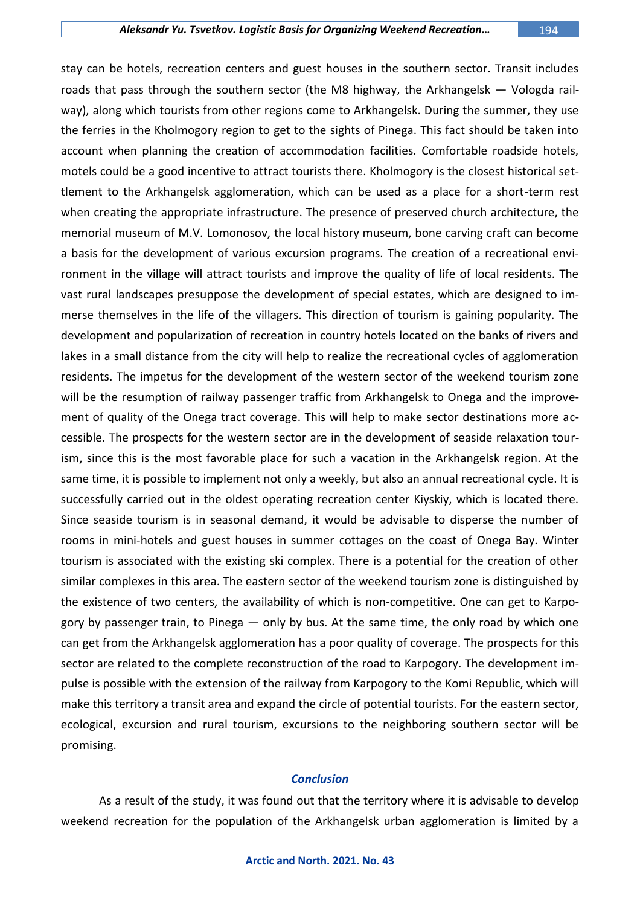stay can be hotels, recreation centers and guest houses in the southern sector. Transit includes roads that pass through the southern sector (the M8 highway, the Arkhangelsk — Vologda railway), along which tourists from other regions come to Arkhangelsk. During the summer, they use the ferries in the Kholmogory region to get to the sights of Pinega. This fact should be taken into account when planning the creation of accommodation facilities. Comfortable roadside hotels, motels could be a good incentive to attract tourists there. Kholmogory is the closest historical settlement to the Arkhangelsk agglomeration, which can be used as a place for a short-term rest when creating the appropriate infrastructure. The presence of preserved church architecture, the memorial museum of M.V. Lomonosov, the local history museum, bone carving craft can become a basis for the development of various excursion programs. The creation of a recreational environment in the village will attract tourists and improve the quality of life of local residents. The vast rural landscapes presuppose the development of special estates, which are designed to immerse themselves in the life of the villagers. This direction of tourism is gaining popularity. The development and popularization of recreation in country hotels located on the banks of rivers and lakes in a small distance from the city will help to realize the recreational cycles of agglomeration residents. The impetus for the development of the western sector of the weekend tourism zone will be the resumption of railway passenger traffic from Arkhangelsk to Onega and the improvement of quality of the Onega tract coverage. This will help to make sector destinations more accessible. The prospects for the western sector are in the development of seaside relaxation tourism, since this is the most favorable place for such a vacation in the Arkhangelsk region. At the same time, it is possible to implement not only a weekly, but also an annual recreational cycle. It is successfully carried out in the oldest operating recreation center Kiyskiy, which is located there. Since seaside tourism is in seasonal demand, it would be advisable to disperse the number of rooms in mini-hotels and guest houses in summer cottages on the coast of Onega Bay. Winter tourism is associated with the existing ski complex. There is a potential for the creation of other similar complexes in this area. The eastern sector of the weekend tourism zone is distinguished by the existence of two centers, the availability of which is non-competitive. One can get to Karpogory by passenger train, to Pinega — only by bus. At the same time, the only road by which one can get from the Arkhangelsk agglomeration has a poor quality of coverage. The prospects for this sector are related to the complete reconstruction of the road to Karpogory. The development impulse is possible with the extension of the railway from Karpogory to the Komi Republic, which will make this territory a transit area and expand the circle of potential tourists. For the eastern sector, ecological, excursion and rural tourism, excursions to the neighboring southern sector will be promising.

## *Conclusion*

As a result of the study, it was found out that the territory where it is advisable to develop weekend recreation for the population of the Arkhangelsk urban agglomeration is limited by a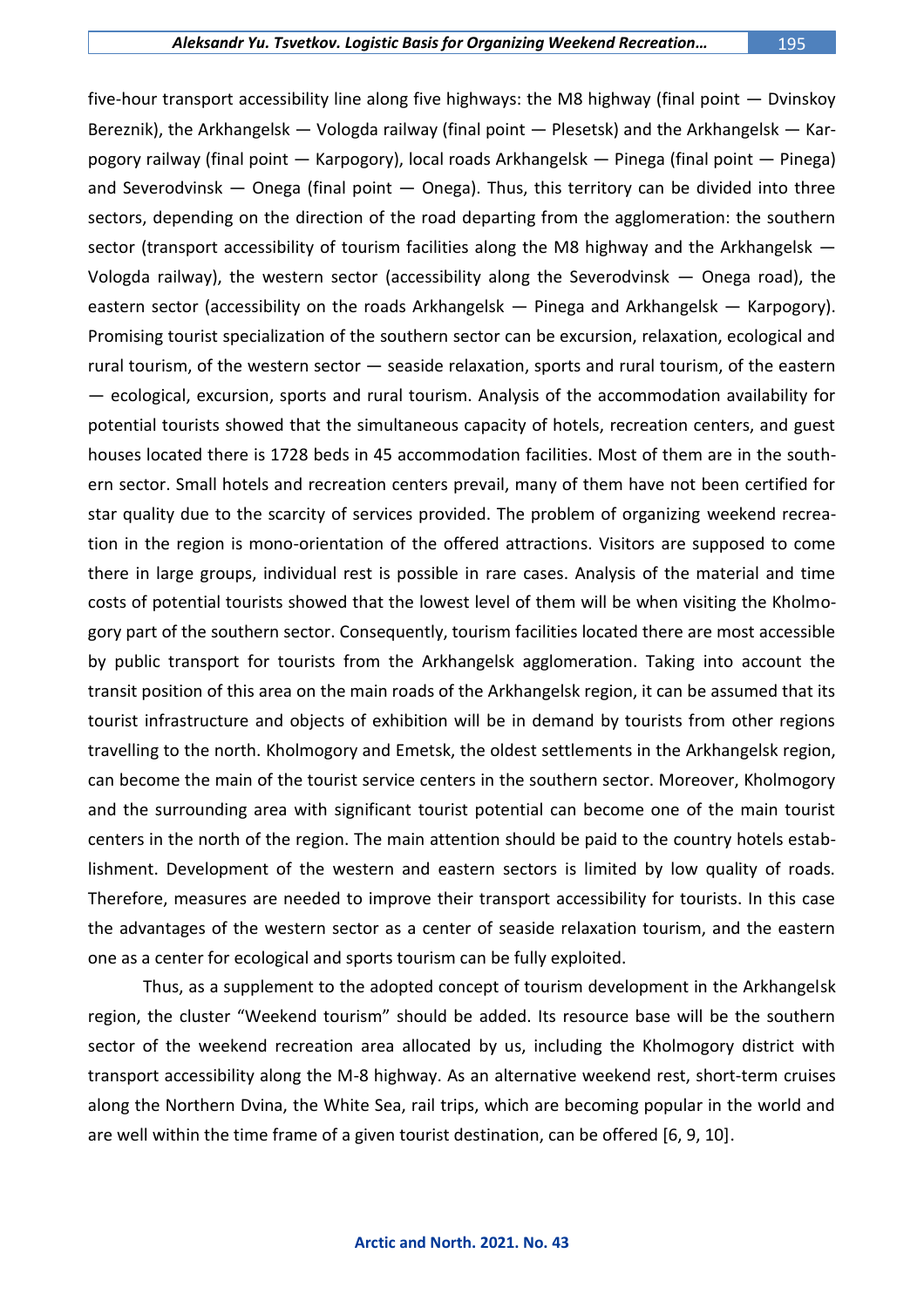five-hour transport accessibility line along five highways: the M8 highway (final point — Dvinskoy Bereznik), the Arkhangelsk — Vologda railway (final point — Plesetsk) and the Arkhangelsk — Karpogory railway (final point — Karpogory), local roads Arkhangelsk — Pinega (final point — Pinega) and Severodvinsk — Onega (final point — Onega). Thus, this territory can be divided into three sectors, depending on the direction of the road departing from the agglomeration: the southern sector (transport accessibility of tourism facilities along the M8 highway and the Arkhangelsk — Vologda railway), the western sector (accessibility along the Severodvinsk — Onega road), the eastern sector (accessibility on the roads Arkhangelsk — Pinega and Arkhangelsk — Karpogory). Promising tourist specialization of the southern sector can be excursion, relaxation, ecological and rural tourism, of the western sector — seaside relaxation, sports and rural tourism, of the eastern — ecological, excursion, sports and rural tourism. Analysis of the accommodation availability for potential tourists showed that the simultaneous capacity of hotels, recreation centers, and guest houses located there is 1728 beds in 45 accommodation facilities. Most of them are in the southern sector. Small hotels and recreation centers prevail, many of them have not been certified for star quality due to the scarcity of services provided. The problem of organizing weekend recreation in the region is mono-orientation of the offered attractions. Visitors are supposed to come there in large groups, individual rest is possible in rare cases. Analysis of the material and time costs of potential tourists showed that the lowest level of them will be when visiting the Kholmogory part of the southern sector. Consequently, tourism facilities located there are most accessible by public transport for tourists from the Arkhangelsk agglomeration. Taking into account the transit position of this area on the main roads of the Arkhangelsk region, it can be assumed that its tourist infrastructure and objects of exhibition will be in demand by tourists from other regions travelling to the north. Kholmogory and Emetsk, the oldest settlements in the Arkhangelsk region, can become the main of the tourist service centers in the southern sector. Moreover, Kholmogory and the surrounding area with significant tourist potential can become one of the main tourist centers in the north of the region. The main attention should be paid to the country hotels establishment. Development of the western and eastern sectors is limited by low quality of roads. Therefore, measures are needed to improve their transport accessibility for tourists. In this case the advantages of the western sector as a center of seaside relaxation tourism, and the eastern one as a center for ecological and sports tourism can be fully exploited.

Thus, as a supplement to the adopted concept of tourism development in the Arkhangelsk region, the cluster "Weekend tourism" should be added. Its resource base will be the southern sector of the weekend recreation area allocated by us, including the Kholmogory district with transport accessibility along the M-8 highway. As an alternative weekend rest, short-term cruises along the Northern Dvina, the White Sea, rail trips, which are becoming popular in the world and are well within the time frame of a given tourist destination, can be offered [6, 9, 10].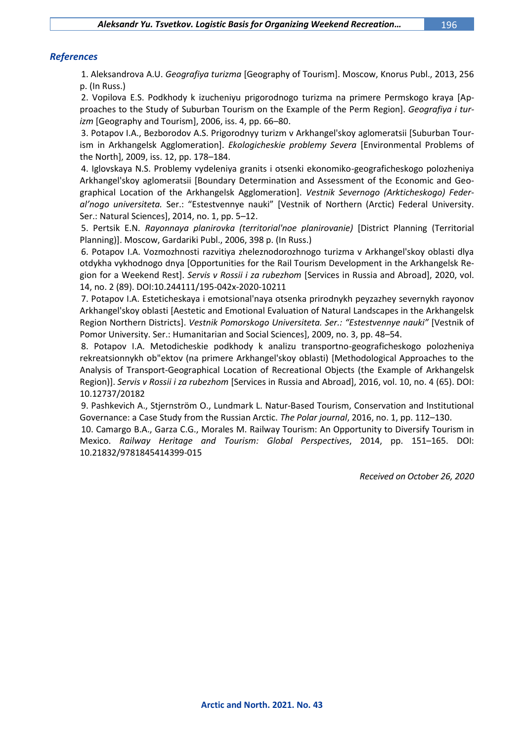## References

1. Aleksandrova A.U. *Geografiya turizma* [Geography of Tourism]. Moscow, Knorus Publ., 2013, 256 p. (In Russ.)
2. Vopilova E.S. Podkhody k izucheniyu prigorodnogo turizma na primere Permskogo kraya [Approaches to the Study of Suburban Tourism on the Example of the Perm Region]. *Geografiya i turizm* [Geography and Tourism], 2006, iss. 4, pp. 66–80.
3. Potapov I.A., Bezborodov A.S. Prigorodnyy turizm v Arkhangel'skoy aglomeratsii [Suburban Tourism in Arkhangelsk Agglomeration]. *Ekologicheskie problemy Severa* [Environmental Problems of the North], 2009, iss. 12, pp. 178–184.
4. Iglovskaya N.S. Problemy vydeleniya granits i otsenki ekonomiko-geograficheskogo polozheniya Arkhangel'skoy aglomeratsii [Boundary Determination and Assessment of the Economic and Geographical Location of the Arkhangelsk Agglomeration]. *Vestnik Severnogo (Arkticheskogo) Federal’nogo universiteta.* Ser.: “Estestvennye nauki” [Vestnik of Northern (Arctic) Federal University. Ser.: Natural Sciences], 2014, no. 1, pp. 5–12.
5. Pertsik E.N. *Rayonnaya planirovka (territorial'noe planirovanie)* [District Planning (Territorial Planning)]. Moscow, Gardariki Publ., 2006, 398 p. (In Russ.)
6. Potapov I.A. Vozmozhnosti razvitiya zheleznodorozhnogo turizma v Arkhangel'skoy oblasti dlya otdykha vykhodnogo dnya [Opportunities for the Rail Tourism Development in the Arkhangelsk Region for a Weekend Rest]. *Servis v Rossii i za rubezhom* [Services in Russia and Abroad], 2020, vol. 14, no. 2 (89). DOI:10.244111/195-042x-2020-10211
7. Potapov I.A. Esteticheskaya i emotsional'naya otsenka prirodnykh peyzazhey severnykh rayonov Arkhangel'skoy oblasti [Aestetic and Emotional Evaluation of Natural Landscapes in the Arkhangelsk Region Northern Districts]. *Vestnik Pomorskogo Universiteta. Ser.: “Estestvennye nauki”* [Vestnik of Pomor University. Ser.: Humanitarian and Social Sciences], 2009, no. 3, pp. 48–54.
8. Potapov I.A. Metodicheskie podkhody k analizu transportno-geograficheskogo polozheniya rekreatsionnykh ob"ektov (na primere Arkhangel'skoy oblasti) [Methodological Approaches to the Analysis of Transport-Geographical Location of Recreational Objects (the Example of Arkhangelsk Region)]. *Servis v Rossii i za rubezhom* [Services in Russia and Abroad], 2016, vol. 10, no. 4 (65). DOI: 10.12737/20182
9. Pashkevich A., Stjernström O., Lundmark L. Natur-Based Tourism, Conservation and Institutional Governance: a Case Study from the Russian Arctic. *The Polar journal*, 2016, no. 1, pp. 112–130.
10. Camargo B.A., Garza C.G., Morales M. Railway Tourism: An Opportunity to Diversify Tourism in Mexico. *Railway Heritage and Tourism: Global Perspectives*, 2014, pp. 151–165. DOI: 10.21832/9781845414399-015

*Received on October 26, 2020*